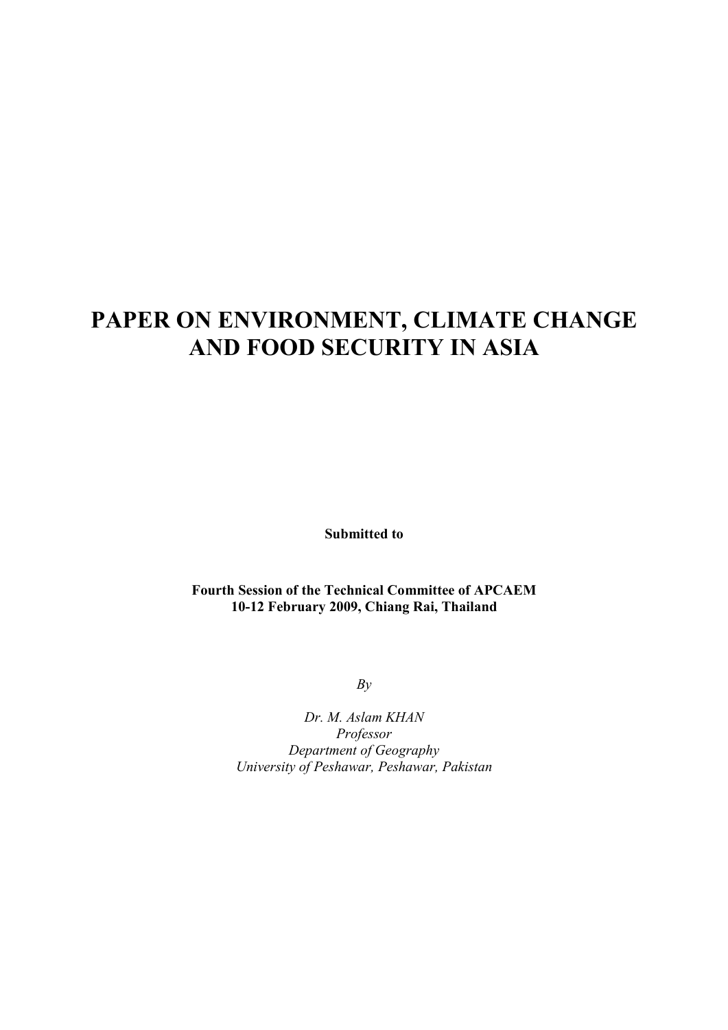# PAPER ON ENVIRONMENT, CLIMATE CHANGE AND FOOD SECURITY IN ASIA

**Submitted to**

**Fourth Session of the Technical Committee of APCAEM**
**10-12 February 2009, Chiang Rai, Thailand**

*By*

*Dr. M. Aslam KHAN*
*Professor*
*Department of Geography*
*University of Peshawar, Peshawar, Pakistan*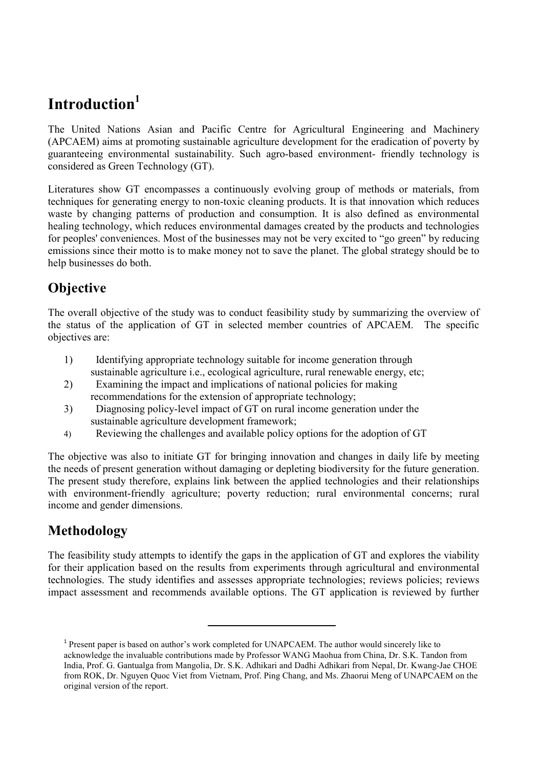# Introduction[1]

The United Nations Asian and Pacific Centre for Agricultural Engineering and Machinery (APCAEM) aims at promoting sustainable agriculture development for the eradication of poverty by guaranteeing environmental sustainability. Such agro-based environment- friendly technology is considered as Green Technology (GT).

Literatures show GT encompasses a continuously evolving group of methods or materials, from techniques for generating energy to non-toxic cleaning products. It is that innovation which reduces waste by changing patterns of production and consumption. It is also defined as environmental healing technology, which reduces environmental damages created by the products and technologies for peoples' conveniences. Most of the businesses may not be very excited to "go green" by reducing emissions since their motto is to make money not to save the planet. The global strategy should be to help businesses do both.

## Objective

The overall objective of the study was to conduct feasibility study by summarizing the overview of the status of the application of GT in selected member countries of APCAEM. The specific objectives are:

1) Identifying appropriate technology suitable for income generation through sustainable agriculture i.e., ecological agriculture, rural renewable energy, etc;
2) Examining the impact and implications of national policies for making recommendations for the extension of appropriate technology;
3) Diagnosing policy-level impact of GT on rural income generation under the sustainable agriculture development framework;
4) Reviewing the challenges and available policy options for the adoption of GT

The objective was also to initiate GT for bringing innovation and changes in daily life by meeting the needs of present generation without damaging or depleting biodiversity for the future generation. The present study therefore, explains link between the applied technologies and their relationships with environment-friendly agriculture; poverty reduction; rural environmental concerns; rural income and gender dimensions.

## Methodology

The feasibility study attempts to identify the gaps in the application of GT and explores the viability for their application based on the results from experiments through agricultural and environmental technologies. The study identifies and assesses appropriate technologies; reviews policies; reviews impact assessment and recommends available options. The GT application is reviewed by further

---

[1] Present paper is based on author's work completed for UNAPCAEM. The author would sincerely like to acknowledge the invaluable contributions made by Professor WANG Maohua from China, Dr. S.K. Tandon from India, Prof. G. Gantualga from Mangolia, Dr. S.K. Adhikari and Dadhi Adhikari from Nepal, Dr. Kwang-Jae CHOE from ROK, Dr. Nguyen Quoc Viet from Vietnam, Prof. Ping Chang, and Ms. Zhaorui Meng of UNAPCAEM on the original version of the report.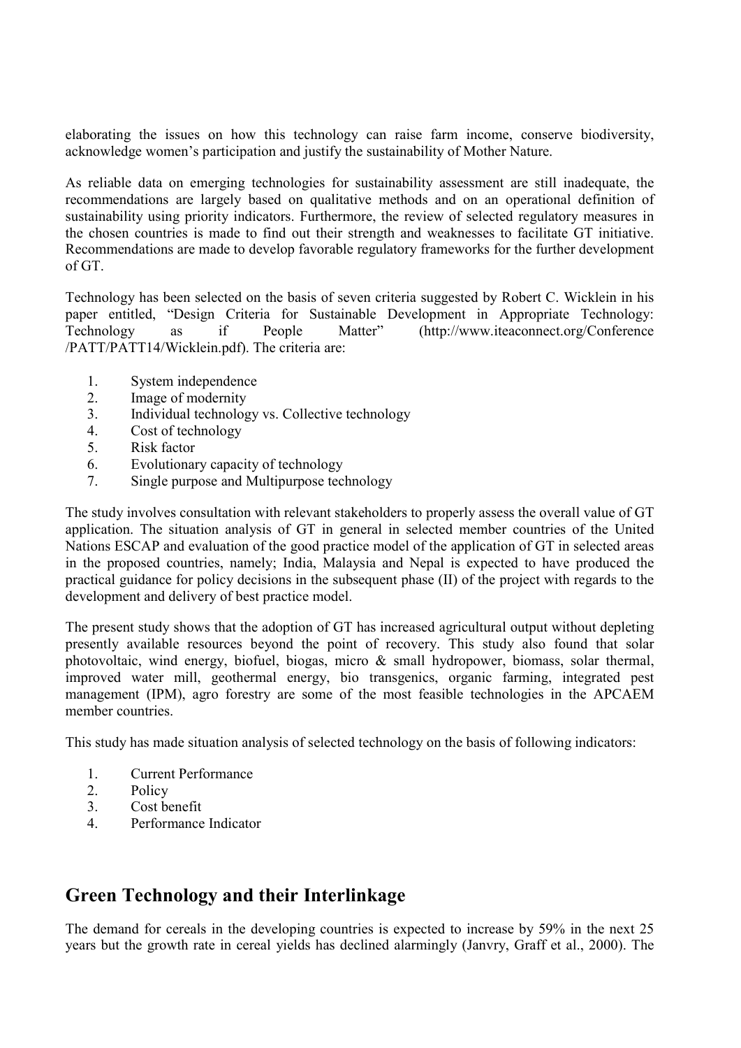elaborating the issues on how this technology can raise farm income, conserve biodiversity, acknowledge women's participation and justify the sustainability of Mother Nature.

As reliable data on emerging technologies for sustainability assessment are still inadequate, the recommendations are largely based on qualitative methods and on an operational definition of sustainability using priority indicators. Furthermore, the review of selected regulatory measures in the chosen countries is made to find out their strength and weaknesses to facilitate GT initiative. Recommendations are made to develop favorable regulatory frameworks for the further development of GT.

Technology has been selected on the basis of seven criteria suggested by Robert C. Wicklein in his paper entitled, "Design Criteria for Sustainable Development in Appropriate Technology: Technology as if People Matter" (http://www.iteaconnect.org/Conference /PATT/PATT14/Wicklein.pdf). The criteria are:

1. System independence
2. Image of modernity
3. Individual technology vs. Collective technology
4. Cost of technology
5. Risk factor
6. Evolutionary capacity of technology
7. Single purpose and Multipurpose technology

The study involves consultation with relevant stakeholders to properly assess the overall value of GT application. The situation analysis of GT in general in selected member countries of the United Nations ESCAP and evaluation of the good practice model of the application of GT in selected areas in the proposed countries, namely; India, Malaysia and Nepal is expected to have produced the practical guidance for policy decisions in the subsequent phase (II) of the project with regards to the development and delivery of best practice model.

The present study shows that the adoption of GT has increased agricultural output without depleting presently available resources beyond the point of recovery. This study also found that solar photovoltaic, wind energy, biofuel, biogas, micro & small hydropower, biomass, solar thermal, improved water mill, geothermal energy, bio transgenics, organic farming, integrated pest management (IPM), agro forestry are some of the most feasible technologies in the APCAEM member countries.

This study has made situation analysis of selected technology on the basis of following indicators:

1. Current Performance
2. Policy
3. Cost benefit
4. Performance Indicator

## Green Technology and their Interlinkage

The demand for cereals in the developing countries is expected to increase by 59% in the next 25 years but the growth rate in cereal yields has declined alarmingly (Janvry, Graff et al., 2000). The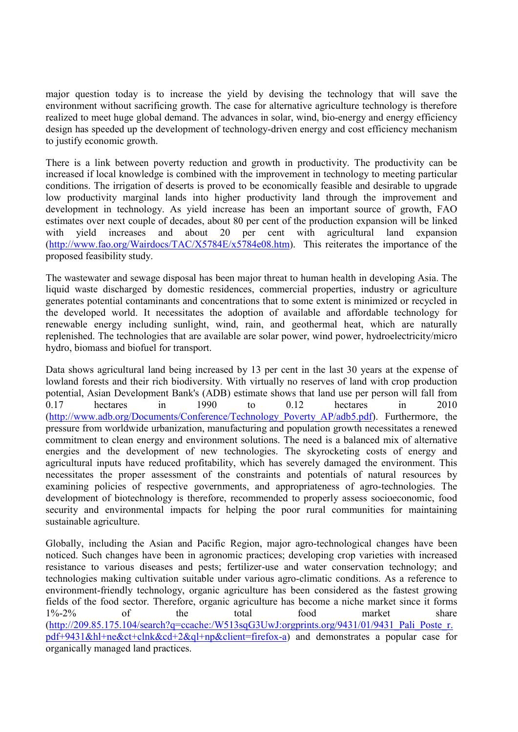major question today is to increase the yield by devising the technology that will save the environment without sacrificing growth. The case for alternative agriculture technology is therefore realized to meet huge global demand. The advances in solar, wind, bio-energy and energy efficiency design has speeded up the development of technology-driven energy and cost efficiency mechanism to justify economic growth.

There is a link between poverty reduction and growth in productivity. The productivity can be increased if local knowledge is combined with the improvement in technology to meeting particular conditions. The irrigation of deserts is proved to be economically feasible and desirable to upgrade low productivity marginal lands into higher productivity land through the improvement and development in technology. As yield increase has an important source of growth, FAO estimates over next couple of decades, about 80 per cent of the production expansion will be linked with yield increases and about 20 per cent with agricultural land expansion (http://www.fao.org/Wairdocs/TAC/X5784E/x5784e08.htm). This reiterates the importance of the proposed feasibility study.

The wastewater and sewage disposal has been major threat to human health in developing Asia. The liquid waste discharged by domestic residences, commercial properties, industry or agriculture generates potential contaminants and concentrations that to some extent is minimized or recycled in the developed world. It necessitates the adoption of available and affordable technology for renewable energy including sunlight, wind, rain, and geothermal heat, which are naturally replenished. The technologies that are available are solar power, wind power, hydroelectricity/micro hydro, biomass and biofuel for transport.

Data shows agricultural land being increased by 13 per cent in the last 30 years at the expense of lowland forests and their rich biodiversity. With virtually no reserves of land with crop production potential, Asian Development Bank's (ADB) estimate shows that land use per person will fall from 0.17 hectares in 1990 to 0.12 hectares in 2010 (http://www.adb.org/Documents/Conference/Technology_Poverty_AP/adb5.pdf). Furthermore, the pressure from worldwide urbanization, manufacturing and population growth necessitates a renewed commitment to clean energy and environment solutions. The need is a balanced mix of alternative energies and the development of new technologies. The skyrocketing costs of energy and agricultural inputs have reduced profitability, which has severely damaged the environment. This necessitates the proper assessment of the constraints and potentials of natural resources by examining policies of respective governments, and appropriateness of agro-technologies. The development of biotechnology is therefore, recommended to properly assess socioeconomic, food security and environmental impacts for helping the poor rural communities for maintaining sustainable agriculture.

Globally, including the Asian and Pacific Region, major agro-technological changes have been noticed. Such changes have been in agronomic practices; developing crop varieties with increased resistance to various diseases and pests; fertilizer-use and water conservation technology; and technologies making cultivation suitable under various agro-climatic conditions. As a reference to environment-friendly technology, organic agriculture has been considered as the fastest growing fields of the food sector. Therefore, organic agriculture has become a niche market since it forms 1%-2% of the total food market share (http://209.85.175.104/search?q=ccache:/W513sqG3UwJ:orgprints.org/9431/01/9431_Pali_Poste_r.pdf+9431&hl+ne&ct+clnk&cd+2&ql+np&client=firefox-a) and demonstrates a popular case for organically managed land practices.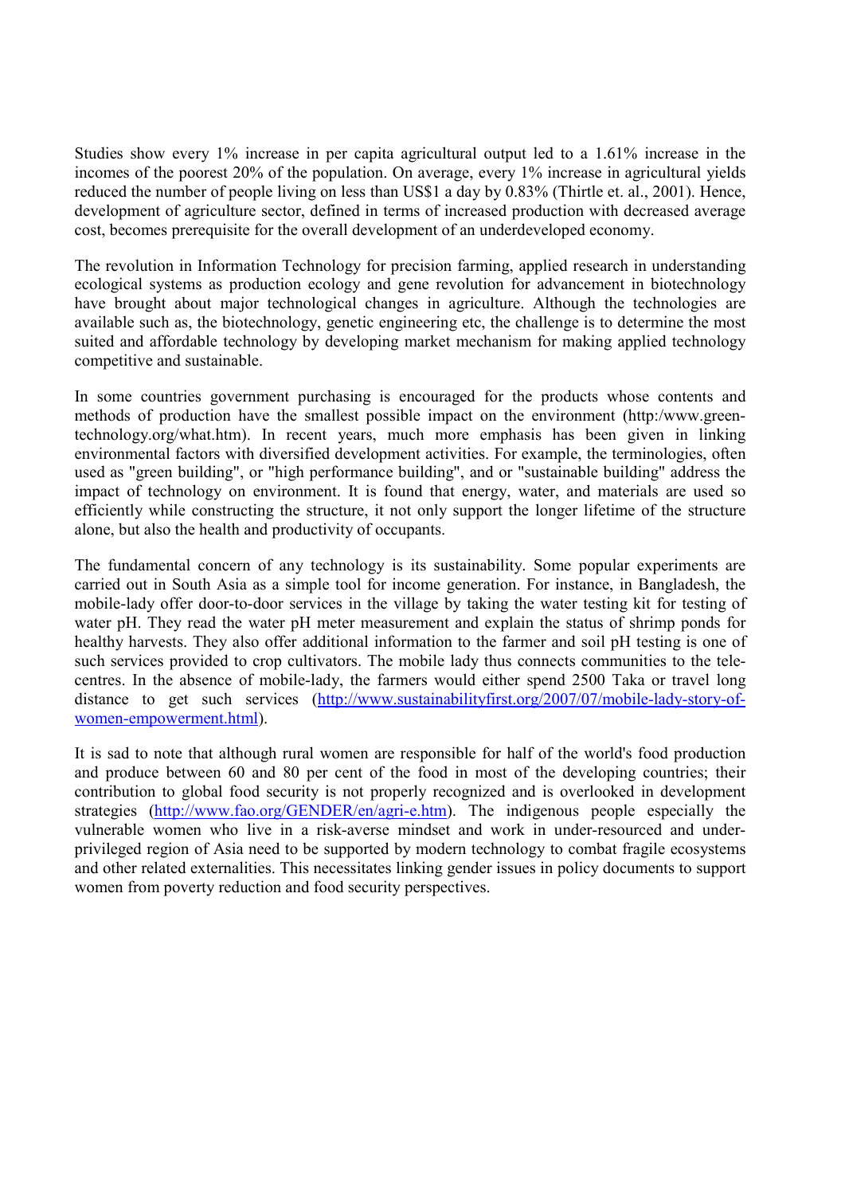Studies show every 1% increase in per capita agricultural output led to a 1.61% increase in the incomes of the poorest 20% of the population. On average, every 1% increase in agricultural yields reduced the number of people living on less than US$1 a day by 0.83% (Thirtle et. al., 2001). Hence, development of agriculture sector, defined in terms of increased production with decreased average cost, becomes prerequisite for the overall development of an underdeveloped economy.

The revolution in Information Technology for precision farming, applied research in understanding ecological systems as production ecology and gene revolution for advancement in biotechnology have brought about major technological changes in agriculture. Although the technologies are available such as, the biotechnology, genetic engineering etc, the challenge is to determine the most suited and affordable technology by developing market mechanism for making applied technology competitive and sustainable.

In some countries government purchasing is encouraged for the products whose contents and methods of production have the smallest possible impact on the environment (http:/www.green-technology.org/what.htm). In recent years, much more emphasis has been given in linking environmental factors with diversified development activities. For example, the terminologies, often used as "green building", or "high performance building", and or "sustainable building" address the impact of technology on environment. It is found that energy, water, and materials are used so efficiently while constructing the structure, it not only support the longer lifetime of the structure alone, but also the health and productivity of occupants.

The fundamental concern of any technology is its sustainability. Some popular experiments are carried out in South Asia as a simple tool for income generation. For instance, in Bangladesh, the mobile-lady offer door-to-door services in the village by taking the water testing kit for testing of water pH. They read the water pH meter measurement and explain the status of shrimp ponds for healthy harvests. They also offer additional information to the farmer and soil pH testing is one of such services provided to crop cultivators. The mobile lady thus connects communities to the tele-centres. In the absence of mobile-lady, the farmers would either spend 2500 Taka or travel long distance to get such services (http://www.sustainabilityfirst.org/2007/07/mobile-lady-story-of-women-empowerment.html).

It is sad to note that although rural women are responsible for half of the world's food production and produce between 60 and 80 per cent of the food in most of the developing countries; their contribution to global food security is not properly recognized and is overlooked in development strategies (http://www.fao.org/GENDER/en/agri-e.htm). The indigenous people especially the vulnerable women who live in a risk-averse mindset and work in under-resourced and under-privileged region of Asia need to be supported by modern technology to combat fragile ecosystems and other related externalities. This necessitates linking gender issues in policy documents to support women from poverty reduction and food security perspectives.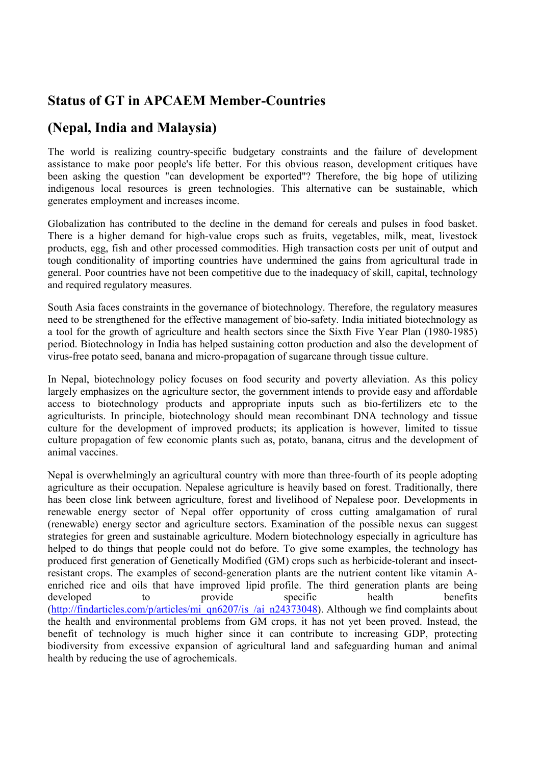## Status of GT in APCAEM Member-Countries

## (Nepal, India and Malaysia)

The world is realizing country-specific budgetary constraints and the failure of development assistance to make poor people's life better. For this obvious reason, development critiques have been asking the question "can development be exported"? Therefore, the big hope of utilizing indigenous local resources is green technologies. This alternative can be sustainable, which generates employment and increases income.

Globalization has contributed to the decline in the demand for cereals and pulses in food basket. There is a higher demand for high-value crops such as fruits, vegetables, milk, meat, livestock products, egg, fish and other processed commodities. High transaction costs per unit of output and tough conditionality of importing countries have undermined the gains from agricultural trade in general. Poor countries have not been competitive due to the inadequacy of skill, capital, technology and required regulatory measures.

South Asia faces constraints in the governance of biotechnology. Therefore, the regulatory measures need to be strengthened for the effective management of bio-safety. India initiated biotechnology as a tool for the growth of agriculture and health sectors since the Sixth Five Year Plan (1980-1985) period. Biotechnology in India has helped sustaining cotton production and also the development of virus-free potato seed, banana and micro-propagation of sugarcane through tissue culture.

In Nepal, biotechnology policy focuses on food security and poverty alleviation. As this policy largely emphasizes on the agriculture sector, the government intends to provide easy and affordable access to biotechnology products and appropriate inputs such as bio-fertilizers etc to the agriculturists. In principle, biotechnology should mean recombinant DNA technology and tissue culture for the development of improved products; its application is however, limited to tissue culture propagation of few economic plants such as, potato, banana, citrus and the development of animal vaccines.

Nepal is overwhelmingly an agricultural country with more than three-fourth of its people adopting agriculture as their occupation. Nepalese agriculture is heavily based on forest. Traditionally, there has been close link between agriculture, forest and livelihood of Nepalese poor. Developments in renewable energy sector of Nepal offer opportunity of cross cutting amalgamation of rural (renewable) energy sector and agriculture sectors. Examination of the possible nexus can suggest strategies for green and sustainable agriculture. Modern biotechnology especially in agriculture has helped to do things that people could not do before. To give some examples, the technology has produced first generation of Genetically Modified (GM) crops such as herbicide-tolerant and insect-resistant crops. The examples of second-generation plants are the nutrient content like vitamin A-enriched rice and oils that have improved lipid profile. The third generation plants are being developed to provide specific health benefits (http://findarticles.com/p/articles/mi_qn6207/is_/ai_n24373048). Although we find complaints about the health and environmental problems from GM crops, it has not yet been proved. Instead, the benefit of technology is much higher since it can contribute to increasing GDP, protecting biodiversity from excessive expansion of agricultural land and safeguarding human and animal health by reducing the use of agrochemicals.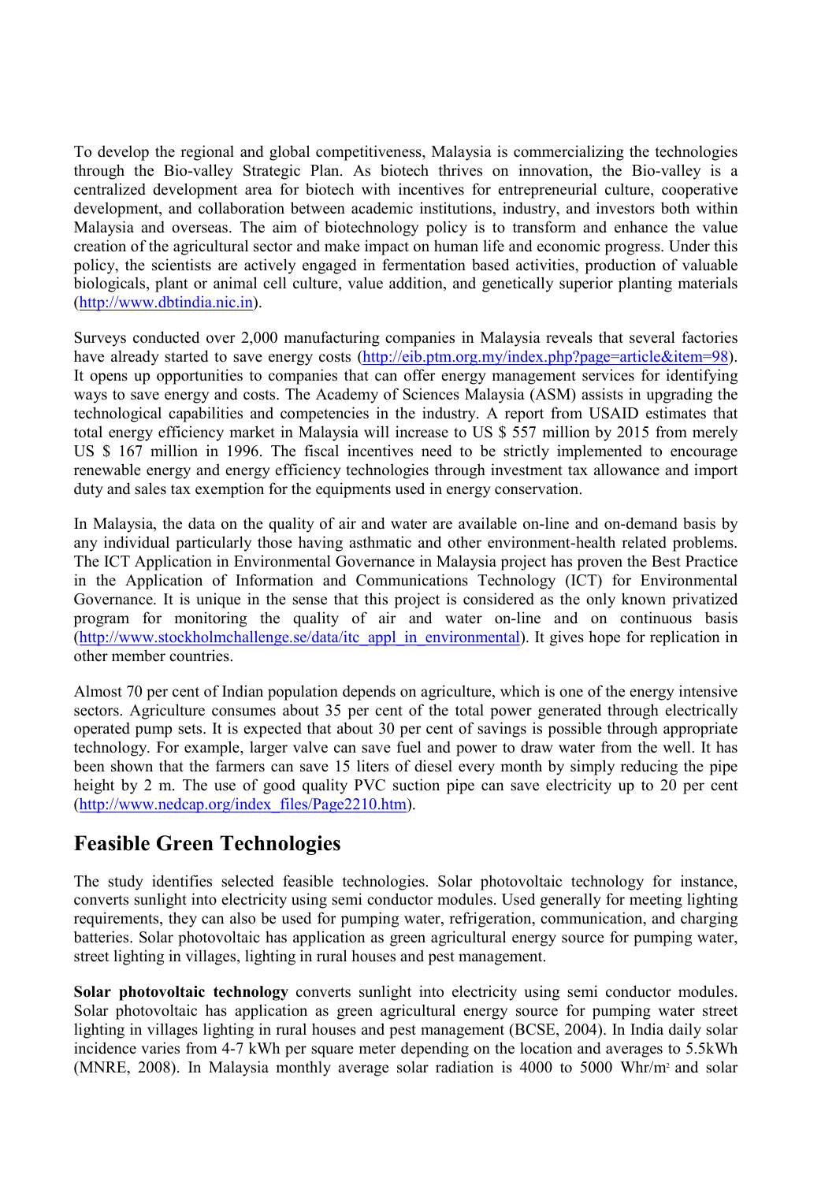To develop the regional and global competitiveness, Malaysia is commercializing the technologies through the Bio-valley Strategic Plan. As biotech thrives on innovation, the Bio-valley is a centralized development area for biotech with incentives for entrepreneurial culture, cooperative development, and collaboration between academic institutions, industry, and investors both within Malaysia and overseas. The aim of biotechnology policy is to transform and enhance the value creation of the agricultural sector and make impact on human life and economic progress. Under this policy, the scientists are actively engaged in fermentation based activities, production of valuable biologicals, plant or animal cell culture, value addition, and genetically superior planting materials (http://www.dbtindia.nic.in).

Surveys conducted over 2,000 manufacturing companies in Malaysia reveals that several factories have already started to save energy costs (http://eib.ptm.org.my/index.php?page=article&item=98). It opens up opportunities to companies that can offer energy management services for identifying ways to save energy and costs. The Academy of Sciences Malaysia (ASM) assists in upgrading the technological capabilities and competencies in the industry. A report from USAID estimates that total energy efficiency market in Malaysia will increase to US $ 557 million by 2015 from merely US $ 167 million in 1996. The fiscal incentives need to be strictly implemented to encourage renewable energy and energy efficiency technologies through investment tax allowance and import duty and sales tax exemption for the equipments used in energy conservation.

In Malaysia, the data on the quality of air and water are available on-line and on-demand basis by any individual particularly those having asthmatic and other environment-health related problems. The ICT Application in Environmental Governance in Malaysia project has proven the Best Practice in the Application of Information and Communications Technology (ICT) for Environmental Governance. It is unique in the sense that this project is considered as the only known privatized program for monitoring the quality of air and water on-line and on continuous basis (http://www.stockholmchallenge.se/data/itc_appl_in_environmental). It gives hope for replication in other member countries.

Almost 70 per cent of Indian population depends on agriculture, which is one of the energy intensive sectors. Agriculture consumes about 35 per cent of the total power generated through electrically operated pump sets. It is expected that about 30 per cent of savings is possible through appropriate technology. For example, larger valve can save fuel and power to draw water from the well. It has been shown that the farmers can save 15 liters of diesel every month by simply reducing the pipe height by 2 m. The use of good quality PVC suction pipe can save electricity up to 20 per cent (http://www.nedcap.org/index_files/Page2210.htm).

## Feasible Green Technologies

The study identifies selected feasible technologies. Solar photovoltaic technology for instance, converts sunlight into electricity using semi conductor modules. Used generally for meeting lighting requirements, they can also be used for pumping water, refrigeration, communication, and charging batteries. Solar photovoltaic has application as green agricultural energy source for pumping water, street lighting in villages, lighting in rural houses and pest management.

**Solar photovoltaic technology** converts sunlight into electricity using semi conductor modules. Solar photovoltaic has application as green agricultural energy source for pumping water street lighting in villages lighting in rural houses and pest management (BCSE, 2004). In India daily solar incidence varies from 4-7 kWh per square meter depending on the location and averages to 5.5kWh (MNRE, 2008). In Malaysia monthly average solar radiation is 4000 to 5000 Whr/m$^2$ and solar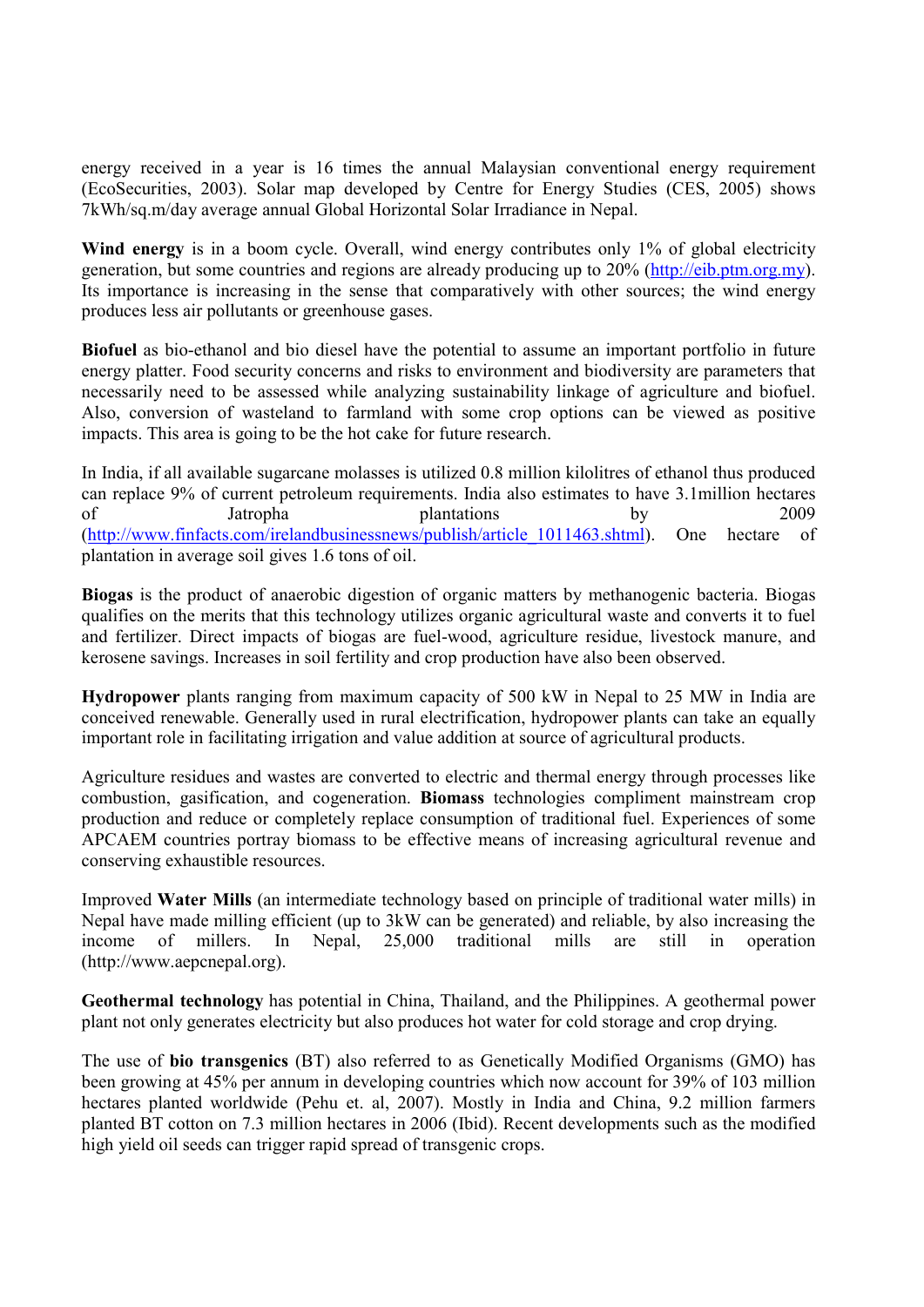energy received in a year is 16 times the annual Malaysian conventional energy requirement (EcoSecurities, 2003). Solar map developed by Centre for Energy Studies (CES, 2005) shows 7kWh/sq.m/day average annual Global Horizontal Solar Irradiance in Nepal.

**Wind energy** is in a boom cycle. Overall, wind energy contributes only 1% of global electricity generation, but some countries and regions are already producing up to 20% (http://eib.ptm.org.my). Its importance is increasing in the sense that comparatively with other sources; the wind energy produces less air pollutants or greenhouse gases.

**Biofuel** as bio-ethanol and bio diesel have the potential to assume an important portfolio in future energy platter. Food security concerns and risks to environment and biodiversity are parameters that necessarily need to be assessed while analyzing sustainability linkage of agriculture and biofuel. Also, conversion of wasteland to farmland with some crop options can be viewed as positive impacts. This area is going to be the hot cake for future research.

In India, if all available sugarcane molasses is utilized 0.8 million kilolitres of ethanol thus produced can replace 9% of current petroleum requirements. India also estimates to have 3.1million hectares of Jatropha plantations by 2009 (http://www.finfacts.com/irelandbusinessnews/publish/article_1011463.shtml). One hectare of plantation in average soil gives 1.6 tons of oil.

**Biogas** is the product of anaerobic digestion of organic matters by methanogenic bacteria. Biogas qualifies on the merits that this technology utilizes organic agricultural waste and converts it to fuel and fertilizer. Direct impacts of biogas are fuel-wood, agriculture residue, livestock manure, and kerosene savings. Increases in soil fertility and crop production have also been observed.

**Hydropower** plants ranging from maximum capacity of 500 kW in Nepal to 25 MW in India are conceived renewable. Generally used in rural electrification, hydropower plants can take an equally important role in facilitating irrigation and value addition at source of agricultural products.

Agriculture residues and wastes are converted to electric and thermal energy through processes like combustion, gasification, and cogeneration. **Biomass** technologies compliment mainstream crop production and reduce or completely replace consumption of traditional fuel. Experiences of some APCAEM countries portray biomass to be effective means of increasing agricultural revenue and conserving exhaustible resources.

Improved **Water Mills** (an intermediate technology based on principle of traditional water mills) in Nepal have made milling efficient (up to 3kW can be generated) and reliable, by also increasing the income of millers. In Nepal, 25,000 traditional mills are still in operation (http://www.aepcnepal.org).

**Geothermal technology** has potential in China, Thailand, and the Philippines. A geothermal power plant not only generates electricity but also produces hot water for cold storage and crop drying.

The use of **bio transgenics** (BT) also referred to as Genetically Modified Organisms (GMO) has been growing at 45% per annum in developing countries which now account for 39% of 103 million hectares planted worldwide (Pehu et. al, 2007). Mostly in India and China, 9.2 million farmers planted BT cotton on 7.3 million hectares in 2006 (Ibid). Recent developments such as the modified high yield oil seeds can trigger rapid spread of transgenic crops.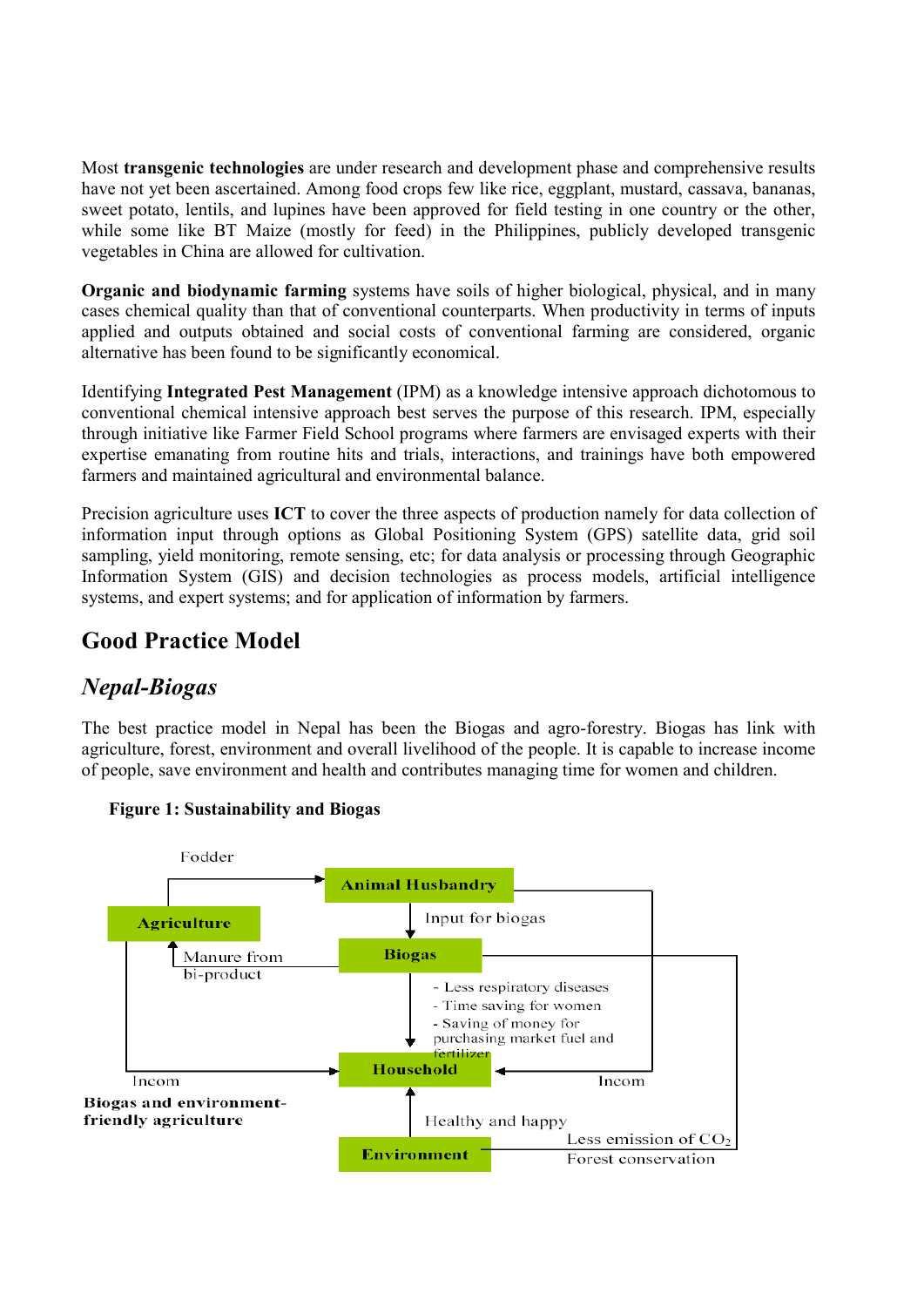Most **transgenic technologies** are under research and development phase and comprehensive results have not yet been ascertained. Among food crops few like rice, eggplant, mustard, cassava, bananas, sweet potato, lentils, and lupines have been approved for field testing in one country or the other, while some like BT Maize (mostly for feed) in the Philippines, publicly developed transgenic vegetables in China are allowed for cultivation.

**Organic and biodynamic farming** systems have soils of higher biological, physical, and in many cases chemical quality than that of conventional counterparts. When productivity in terms of inputs applied and outputs obtained and social costs of conventional farming are considered, organic alternative has been found to be significantly economical.

Identifying **Integrated Pest Management** (IPM) as a knowledge intensive approach dichotomous to conventional chemical intensive approach best serves the purpose of this research. IPM, especially through initiative like Farmer Field School programs where farmers are envisaged experts with their expertise emanating from routine hits and trials, interactions, and trainings have both empowered farmers and maintained agricultural and environmental balance.

Precision agriculture uses **ICT** to cover the three aspects of production namely for data collection of information input through options as Global Positioning System (GPS) satellite data, grid soil sampling, yield monitoring, remote sensing, etc; for data analysis or processing through Geographic Information System (GIS) and decision technologies as process models, artificial intelligence systems, and expert systems; and for application of information by farmers.

## Good Practice Model

### *Nepal-Biogas*

The best practice model in Nepal has been the Biogas and agro-forestry. Biogas has link with agriculture, forest, environment and overall livelihood of the people. It is capable to increase income of people, save environment and health and contributes managing time for women and children.

**Figure 1: Sustainability and Biogas**

Fodder

Animal Husbandry

Agriculture

Input for biogas

Manure from bi-product

Biogas

- Less respiratory diseases
- Time saving for women
- Saving of money for purchasing market fuel and fertilizer

Incom

Household

Incom

**Biogas and environment-friendly agriculture**

Healthy and happy

Less emission of $CO_2$

Environment

Forest conservation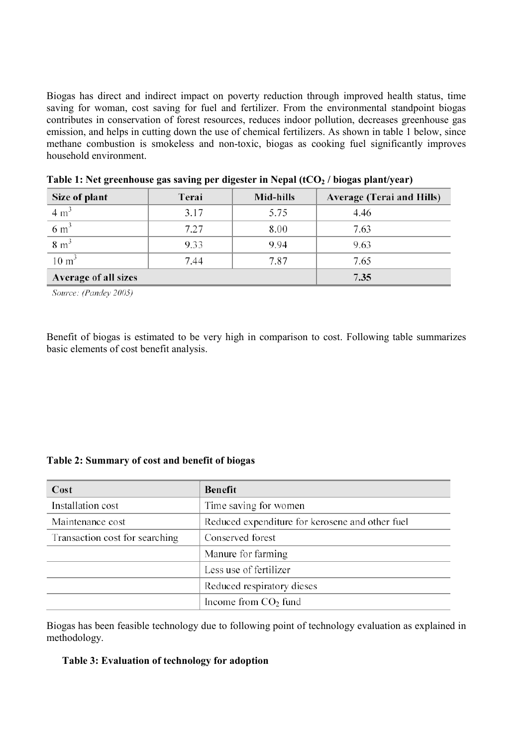Biogas has direct and indirect impact on poverty reduction through improved health status, time saving for woman, cost saving for fuel and fertilizer. From the environmental standpoint biogas contributes in conservation of forest resources, reduces indoor pollution, decreases greenhouse gas emission, and helps in cutting down the use of chemical fertilizers. As shown in table 1 below, since methane combustion is smokeless and non-toxic, biogas as cooking fuel significantly improves household environment.

**Table 1: Net greenhouse gas saving per digester in Nepal ($tCO_2$ / biogas plant/year)**

| Size of plant | Terai | Mid-hills | Average (Terai and Hills) |
|---|---|---|---|
| 4 $m^3$ | 3.17 | 5.75 | 4.46 |
| 6 $m^3$ | 7.27 | 8.00 | 7.63 |
| 8 $m^3$ | 9.33 | 9.94 | 9.63 |
| 10 $m^3$ | 7.44 | 7.87 | 7.65 |
| **Average of all sizes** | | | **7.35** |

*Source: (Pandey 2005)*

Benefit of biogas is estimated to be very high in comparison to cost. Following table summarizes basic elements of cost benefit analysis.

**Table 2: Summary of cost and benefit of biogas**

| Cost | Benefit |
|---|---|
| Installation cost | Time saving for women |
| Maintenance cost | Reduced expenditure for kerosene and other fuel |
| Transaction cost for searching | Conserved forest |
| | Manure for farming |
| | Less use of fertilizer |
| | Reduced respiratory dieses |
| | Income from $CO_2$ fund |

Biogas has been feasible technology due to following point of technology evaluation as explained in methodology.

**Table 3: Evaluation of technology for adoption**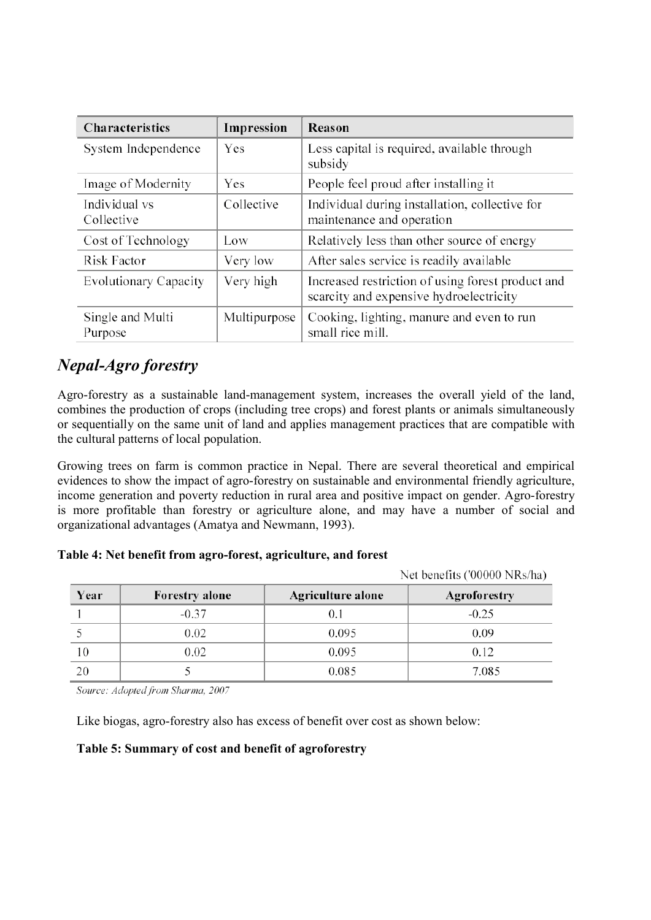| Characteristics | Impression | Reason |
| --- | --- | --- |
| System Independence | Yes | Less capital is required, available through subsidy |
| Image of Modernity | Yes | People feel proud after installing it |
| Individual vs Collective | Collective | Individual during installation, collective for maintenance and operation |
| Cost of Technology | Low | Relatively less than other source of energy |
| Risk Factor | Very low | After sales service is readily available |
| Evolutionary Capacity | Very high | Increased restriction of using forest product and scarcity and expensive hydroelectricity |
| Single and Multi Purpose | Multipurpose | Cooking, lighting, manure and even to run small rice mill. |

## *Nepal-Agro forestry*

Agro-forestry as a sustainable land-management system, increases the overall yield of the land, combines the production of crops (including tree crops) and forest plants or animals simultaneously or sequentially on the same unit of land and applies management practices that are compatible with the cultural patterns of local population.

Growing trees on farm is common practice in Nepal. There are several theoretical and empirical evidences to show the impact of agro-forestry on sustainable and environmental friendly agriculture, income generation and poverty reduction in rural area and positive impact on gender. Agro-forestry is more profitable than forestry or agriculture alone, and may have a number of social and organizational advantages (Amatya and Newmann, 1993).

**Table 4: Net benefit from agro-forest, agriculture, and forest**

Net benefits ('00000 NRs/ha)

| Year | Forestry alone | Agriculture alone | Agroforestry |
| --- | --- | --- | --- |
| 1 | -0.37 | 0.1 | -0.25 |
| 5 | 0.02 | 0.095 | 0.09 |
| 10 | 0.02 | 0.095 | 0.12 |
| 20 | 5 | 0.085 | 7.085 |

*Source: Adopted from Sharma, 2007*

Like biogas, agro-forestry also has excess of benefit over cost as shown below:

**Table 5: Summary of cost and benefit of agroforestry**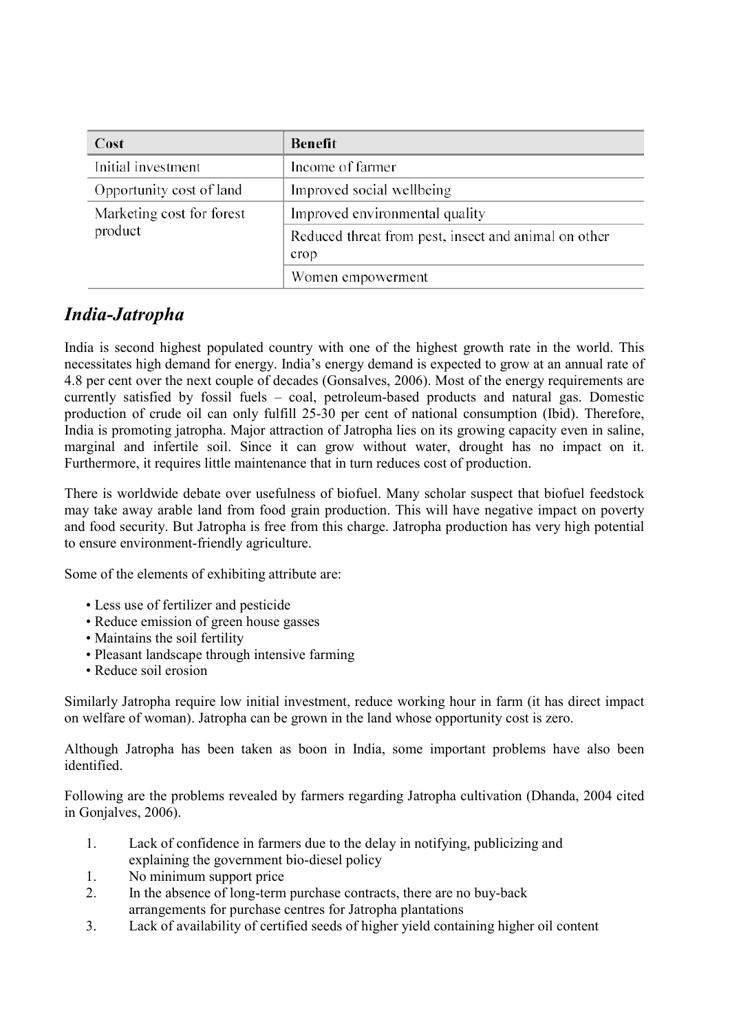| Cost | Benefit |
| --- | --- |
| Initial investment | Income of farmer |
| Opportunity cost of land | Improved social wellbeing |
| Marketing cost for forest product | Improved environmental quality |
| | Reduced threat from pest, insect and animal on other crop |
| | Women empowerment |

## *India-Jatropha*

India is second highest populated country with one of the highest growth rate in the world. This necessitates high demand for energy. India's energy demand is expected to grow at an annual rate of 4.8 per cent over the next couple of decades (Gonsalves, 2006). Most of the energy requirements are currently satisfied by fossil fuels – coal, petroleum-based products and natural gas. Domestic production of crude oil can only fulfill 25-30 per cent of national consumption (Ibid). Therefore, India is promoting jatropha. Major attraction of Jatropha lies on its growing capacity even in saline, marginal and infertile soil. Since it can grow without water, drought has no impact on it. Furthermore, it requires little maintenance that in turn reduces cost of production.

There is worldwide debate over usefulness of biofuel. Many scholar suspect that biofuel feedstock may take away arable land from food grain production. This will have negative impact on poverty and food security. But Jatropha is free from this charge. Jatropha production has very high potential to ensure environment-friendly agriculture.

Some of the elements of exhibiting attribute are:

- Less use of fertilizer and pesticide
- Reduce emission of green house gasses
- Maintains the soil fertility
- Pleasant landscape through intensive farming
- Reduce soil erosion

Similarly Jatropha require low initial investment, reduce working hour in farm (it has direct impact on welfare of woman). Jatropha can be grown in the land whose opportunity cost is zero.

Although Jatropha has been taken as boon in India, some important problems have also been identified.

Following are the problems revealed by farmers regarding Jatropha cultivation (Dhanda, 2004 cited in Gonjalves, 2006).

1. Lack of confidence in farmers due to the delay in notifying, publicizing and explaining the government bio-diesel policy
1. No minimum support price
2. In the absence of long-term purchase contracts, there are no buy-back arrangements for purchase centres for Jatropha plantations
3. Lack of availability of certified seeds of higher yield containing higher oil content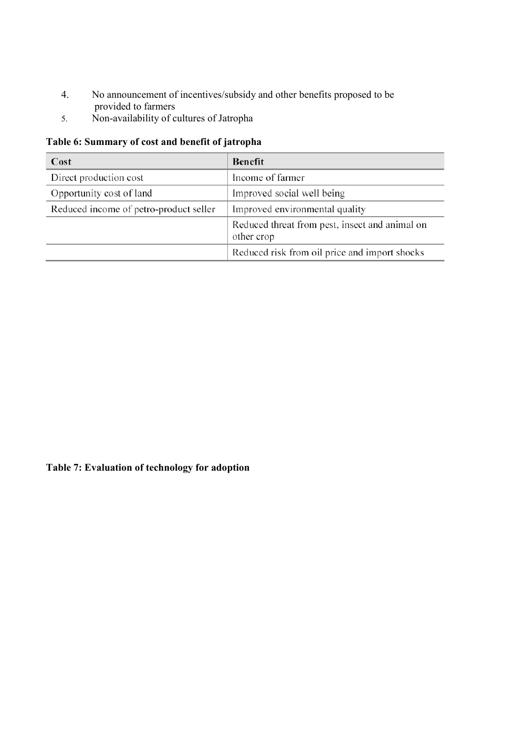4. No announcement of incentives/subsidy and other benefits proposed to be provided to farmers
5. Non-availability of cultures of Jatropha

**Table 6: Summary of cost and benefit of jatropha**

| Cost | Benefit |
|---|---|
| Direct production cost | Income of farmer |
| Opportunity cost of land | Improved social well being |
| Reduced income of petro-product seller | Improved environmental quality |
| | Reduced threat from pest, insect and animal on other crop |
| | Reduced risk from oil price and import shocks |

**Table 7: Evaluation of technology for adoption**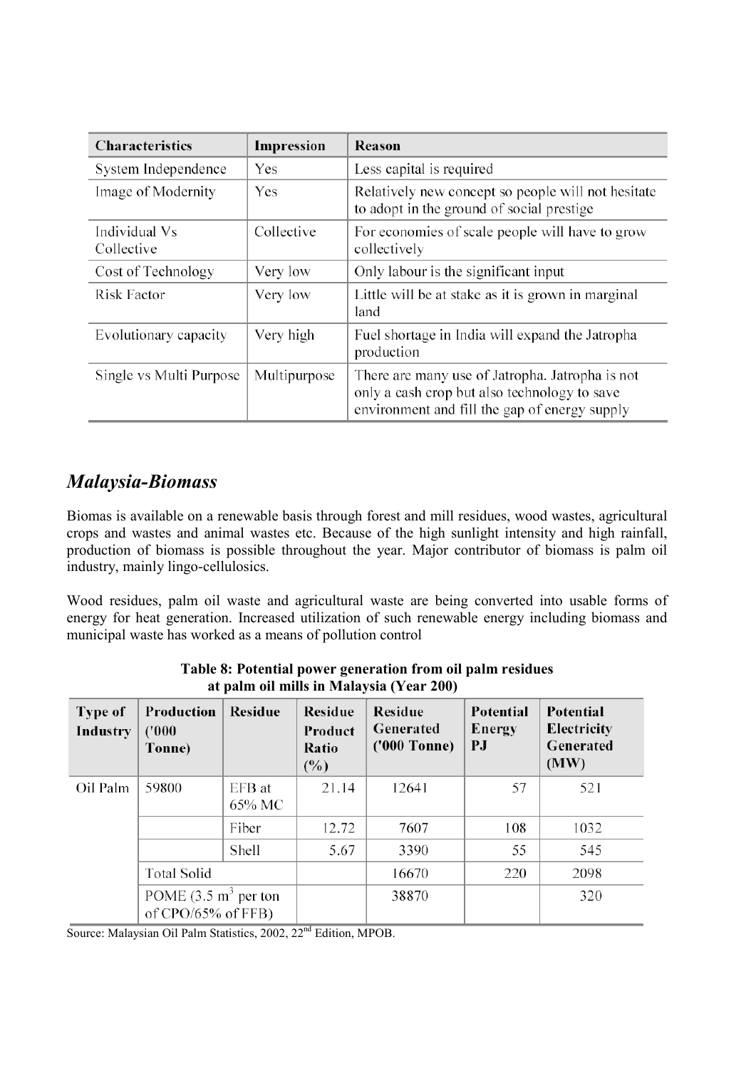| Characteristics | Impression | Reason |
|---|---|---|
| System Independence | Yes | Less capital is required |
| Image of Modernity | Yes | Relatively new concept so people will not hesitate to adopt in the ground of social prestige |
| Individual Vs Collective | Collective | For economies of scale people will have to grow collectively |
| Cost of Technology | Very low | Only labour is the significant input |
| Risk Factor | Very low | Little will be at stake as it is grown in marginal land |
| Evolutionary capacity | Very high | Fuel shortage in India will expand the Jatropha production |
| Single vs Multi Purpose | Multipurpose | There are many use of Jatropha. Jatropha is not only a cash crop but also technology to save environment and fill the gap of energy supply |

## *Malaysia-Biomass*

Biomas is available on a renewable basis through forest and mill residues, wood wastes, agricultural crops and wastes and animal wastes etc. Because of the high sunlight intensity and high rainfall, production of biomass is possible throughout the year. Major contributor of biomass is palm oil industry, mainly lingo-cellulosics.

Wood residues, palm oil waste and agricultural waste are being converted into usable forms of energy for heat generation. Increased utilization of such renewable energy including biomass and municipal waste has worked as a means of pollution control

**Table 8: Potential power generation from oil palm residues at palm oil mills in Malaysia (Year 200)**

| Type of Industry | Production ('000 Tonne) | Residue | Residue Product Ratio (%) | Residue Generated ('000 Tonne) | Potential Energy PJ | Potential Electricity Generated (MW) |
|---|---|---|---|---|---|---|
| Oil Palm | 59800 | EFB at 65% MC | 21.14 | 12641 | 57 | 521 |
| | | Fiber | 12.72 | 7607 | 108 | 1032 |
| | | Shell | 5.67 | 3390 | 55 | 545 |
| | Total Solid | | | 16670 | 220 | 2098 |
| | POME (3.5 $m^3$ per ton of CPO/65% of FFB) | | | 38870 | | 320 |

Source: Malaysian Oil Palm Statistics, 2002, 22nd Edition, MPOB.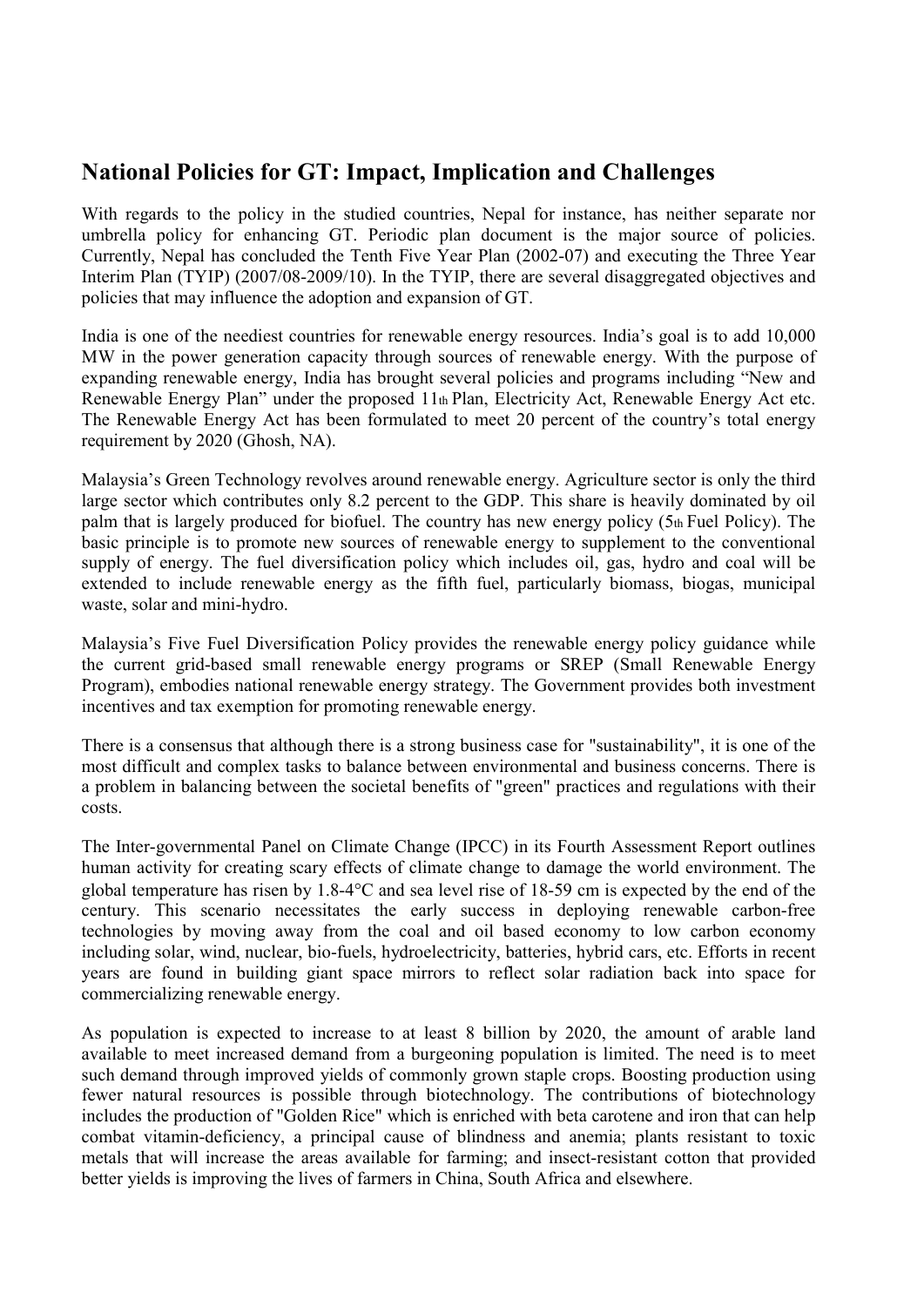## National Policies for GT: Impact, Implication and Challenges

With regards to the policy in the studied countries, Nepal for instance, has neither separate nor umbrella policy for enhancing GT. Periodic plan document is the major source of policies. Currently, Nepal has concluded the Tenth Five Year Plan (2002-07) and executing the Three Year Interim Plan (TYIP) (2007/08-2009/10). In the TYIP, there are several disaggregated objectives and policies that may influence the adoption and expansion of GT.

India is one of the neediest countries for renewable energy resources. India's goal is to add 10,000 MW in the power generation capacity through sources of renewable energy. With the purpose of expanding renewable energy, India has brought several policies and programs including "New and Renewable Energy Plan" under the proposed 11th Plan, Electricity Act, Renewable Energy Act etc. The Renewable Energy Act has been formulated to meet 20 percent of the country's total energy requirement by 2020 (Ghosh, NA).

Malaysia's Green Technology revolves around renewable energy. Agriculture sector is only the third large sector which contributes only 8.2 percent to the GDP. This share is heavily dominated by oil palm that is largely produced for biofuel. The country has new energy policy (5th Fuel Policy). The basic principle is to promote new sources of renewable energy to supplement to the conventional supply of energy. The fuel diversification policy which includes oil, gas, hydro and coal will be extended to include renewable energy as the fifth fuel, particularly biomass, biogas, municipal waste, solar and mini-hydro.

Malaysia's Five Fuel Diversification Policy provides the renewable energy policy guidance while the current grid-based small renewable energy programs or SREP (Small Renewable Energy Program), embodies national renewable energy strategy. The Government provides both investment incentives and tax exemption for promoting renewable energy.

There is a consensus that although there is a strong business case for "sustainability", it is one of the most difficult and complex tasks to balance between environmental and business concerns. There is a problem in balancing between the societal benefits of "green" practices and regulations with their costs.

The Inter-governmental Panel on Climate Change (IPCC) in its Fourth Assessment Report outlines human activity for creating scary effects of climate change to damage the world environment. The global temperature has risen by 1.8-4°C and sea level rise of 18-59 cm is expected by the end of the century. This scenario necessitates the early success in deploying renewable carbon-free technologies by moving away from the coal and oil based economy to low carbon economy including solar, wind, nuclear, bio-fuels, hydroelectricity, batteries, hybrid cars, etc. Efforts in recent years are found in building giant space mirrors to reflect solar radiation back into space for commercializing renewable energy.

As population is expected to increase to at least 8 billion by 2020, the amount of arable land available to meet increased demand from a burgeoning population is limited. The need is to meet such demand through improved yields of commonly grown staple crops. Boosting production using fewer natural resources is possible through biotechnology. The contributions of biotechnology includes the production of "Golden Rice" which is enriched with beta carotene and iron that can help combat vitamin-deficiency, a principal cause of blindness and anemia; plants resistant to toxic metals that will increase the areas available for farming; and insect-resistant cotton that provided better yields is improving the lives of farmers in China, South Africa and elsewhere.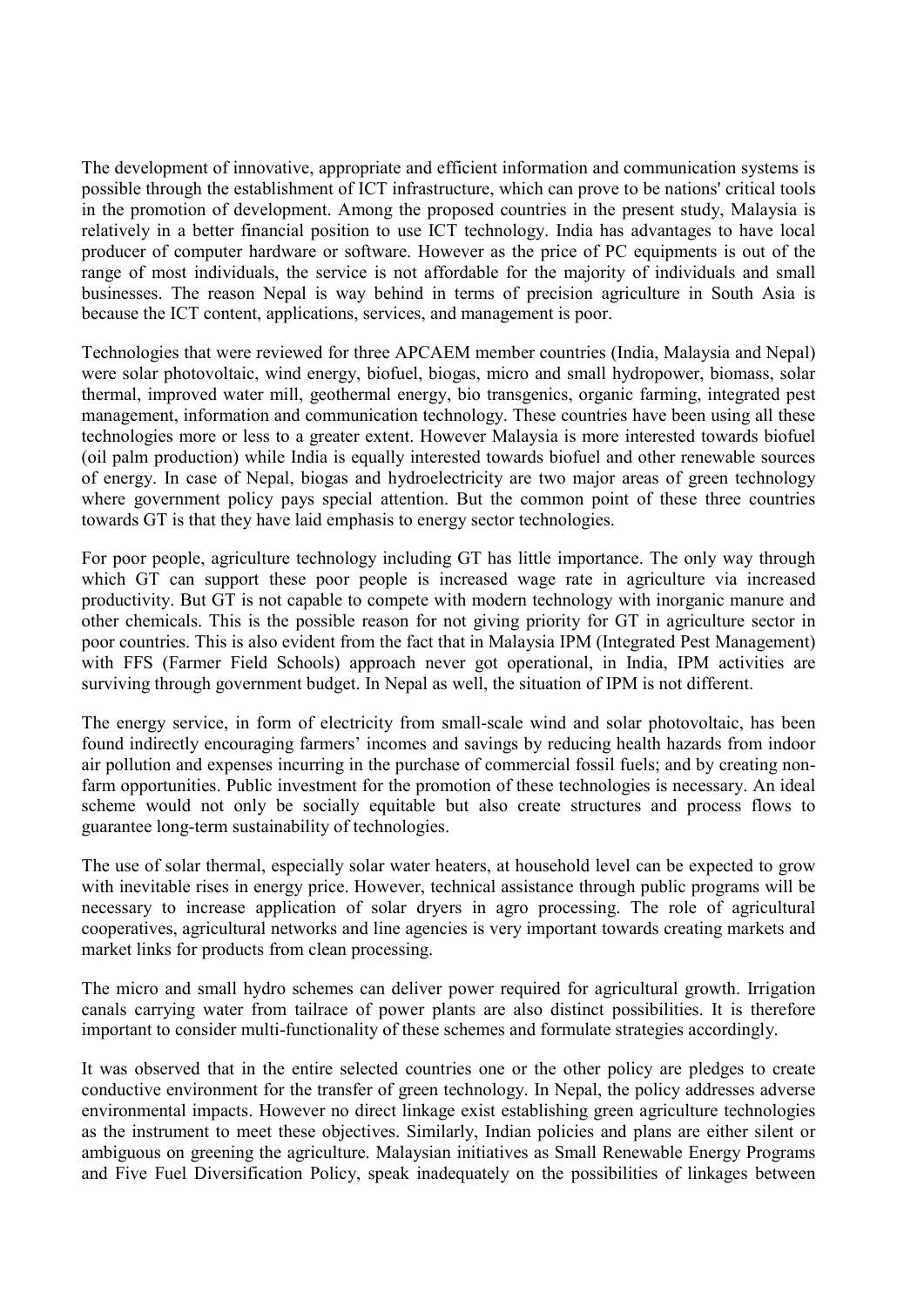The development of innovative, appropriate and efficient information and communication systems is possible through the establishment of ICT infrastructure, which can prove to be nations' critical tools in the promotion of development. Among the proposed countries in the present study, Malaysia is relatively in a better financial position to use ICT technology. India has advantages to have local producer of computer hardware or software. However as the price of PC equipments is out of the range of most individuals, the service is not affordable for the majority of individuals and small businesses. The reason Nepal is way behind in terms of precision agriculture in South Asia is because the ICT content, applications, services, and management is poor.

Technologies that were reviewed for three APCAEM member countries (India, Malaysia and Nepal) were solar photovoltaic, wind energy, biofuel, biogas, micro and small hydropower, biomass, solar thermal, improved water mill, geothermal energy, bio transgenics, organic farming, integrated pest management, information and communication technology. These countries have been using all these technologies more or less to a greater extent. However Malaysia is more interested towards biofuel (oil palm production) while India is equally interested towards biofuel and other renewable sources of energy. In case of Nepal, biogas and hydroelectricity are two major areas of green technology where government policy pays special attention. But the common point of these three countries towards GT is that they have laid emphasis to energy sector technologies.

For poor people, agriculture technology including GT has little importance. The only way through which GT can support these poor people is increased wage rate in agriculture via increased productivity. But GT is not capable to compete with modern technology with inorganic manure and other chemicals. This is the possible reason for not giving priority for GT in agriculture sector in poor countries. This is also evident from the fact that in Malaysia IPM (Integrated Pest Management) with FFS (Farmer Field Schools) approach never got operational, in India, IPM activities are surviving through government budget. In Nepal as well, the situation of IPM is not different.

The energy service, in form of electricity from small-scale wind and solar photovoltaic, has been found indirectly encouraging farmers' incomes and savings by reducing health hazards from indoor air pollution and expenses incurring in the purchase of commercial fossil fuels; and by creating non-farm opportunities. Public investment for the promotion of these technologies is necessary. An ideal scheme would not only be socially equitable but also create structures and process flows to guarantee long-term sustainability of technologies.

The use of solar thermal, especially solar water heaters, at household level can be expected to grow with inevitable rises in energy price. However, technical assistance through public programs will be necessary to increase application of solar dryers in agro processing. The role of agricultural cooperatives, agricultural networks and line agencies is very important towards creating markets and market links for products from clean processing.

The micro and small hydro schemes can deliver power required for agricultural growth. Irrigation canals carrying water from tailrace of power plants are also distinct possibilities. It is therefore important to consider multi-functionality of these schemes and formulate strategies accordingly.

It was observed that in the entire selected countries one or the other policy are pledges to create conductive environment for the transfer of green technology. In Nepal, the policy addresses adverse environmental impacts. However no direct linkage exist establishing green agriculture technologies as the instrument to meet these objectives. Similarly, Indian policies and plans are either silent or ambiguous on greening the agriculture. Malaysian initiatives as Small Renewable Energy Programs and Five Fuel Diversification Policy, speak inadequately on the possibilities of linkages between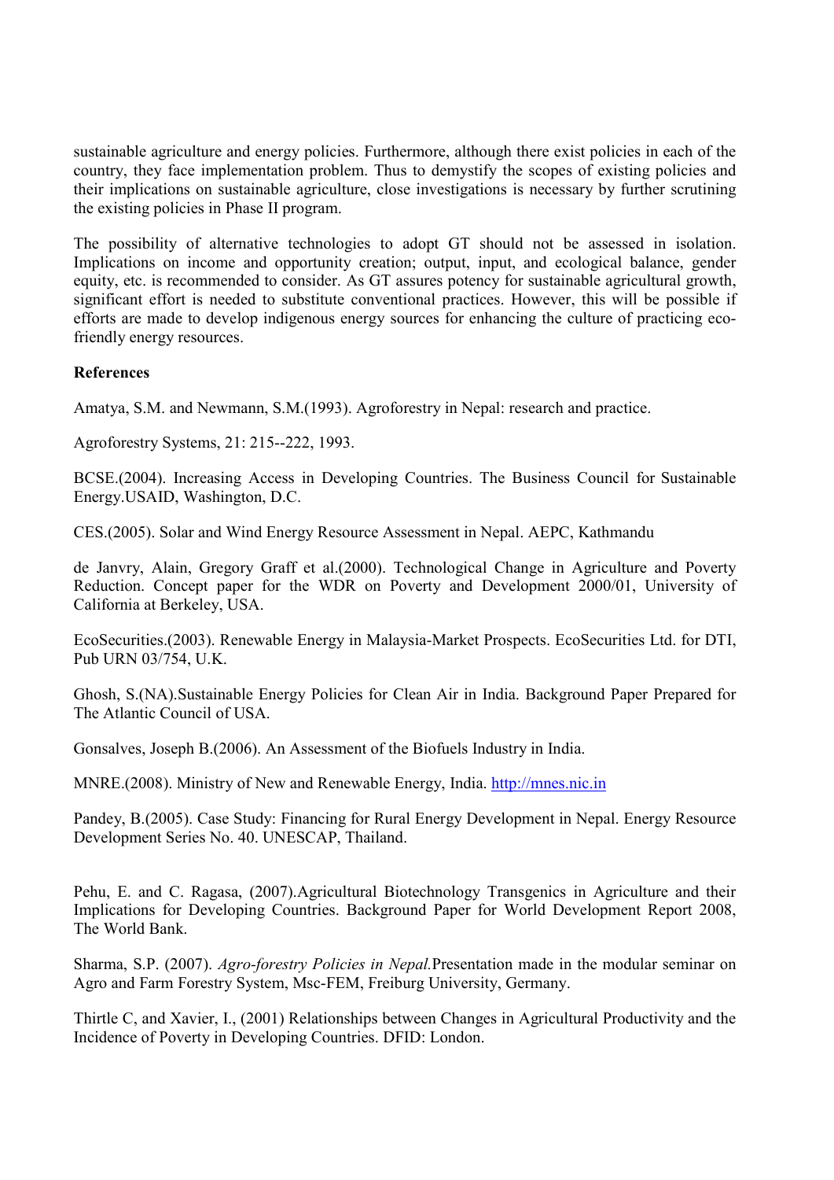sustainable agriculture and energy policies. Furthermore, although there exist policies in each of the country, they face implementation problem. Thus to demystify the scopes of existing policies and their implications on sustainable agriculture, close investigations is necessary by further scrutining the existing policies in Phase II program.

The possibility of alternative technologies to adopt GT should not be assessed in isolation. Implications on income and opportunity creation; output, input, and ecological balance, gender equity, etc. is recommended to consider. As GT assures potency for sustainable agricultural growth, significant effort is needed to substitute conventional practices. However, this will be possible if efforts are made to develop indigenous energy sources for enhancing the culture of practicing eco-friendly energy resources.

**References**

Amatya, S.M. and Newmann, S.M.(1993). Agroforestry in Nepal: research and practice.

Agroforestry Systems, 21: 215--222, 1993.

BCSE.(2004). Increasing Access in Developing Countries. The Business Council for Sustainable Energy.USAID, Washington, D.C.

CES.(2005). Solar and Wind Energy Resource Assessment in Nepal. AEPC, Kathmandu

de Janvry, Alain, Gregory Graff et al.(2000). Technological Change in Agriculture and Poverty Reduction. Concept paper for the WDR on Poverty and Development 2000/01, University of California at Berkeley, USA.

EcoSecurities.(2003). Renewable Energy in Malaysia-Market Prospects. EcoSecurities Ltd. for DTI, Pub URN 03/754, U.K.

Ghosh, S.(NA).Sustainable Energy Policies for Clean Air in India. Background Paper Prepared for The Atlantic Council of USA.

Gonsalves, Joseph B.(2006). An Assessment of the Biofuels Industry in India.

MNRE.(2008). Ministry of New and Renewable Energy, India. http://mnes.nic.in

Pandey, B.(2005). Case Study: Financing for Rural Energy Development in Nepal. Energy Resource Development Series No. 40. UNESCAP, Thailand.

Pehu, E. and C. Ragasa, (2007).Agricultural Biotechnology Transgenics in Agriculture and their Implications for Developing Countries. Background Paper for World Development Report 2008, The World Bank.

Sharma, S.P. (2007). *Agro-forestry Policies in Nepal.*Presentation made in the modular seminar on Agro and Farm Forestry System, Msc-FEM, Freiburg University, Germany.

Thirtle C, and Xavier, I., (2001) Relationships between Changes in Agricultural Productivity and the Incidence of Poverty in Developing Countries. DFID: London.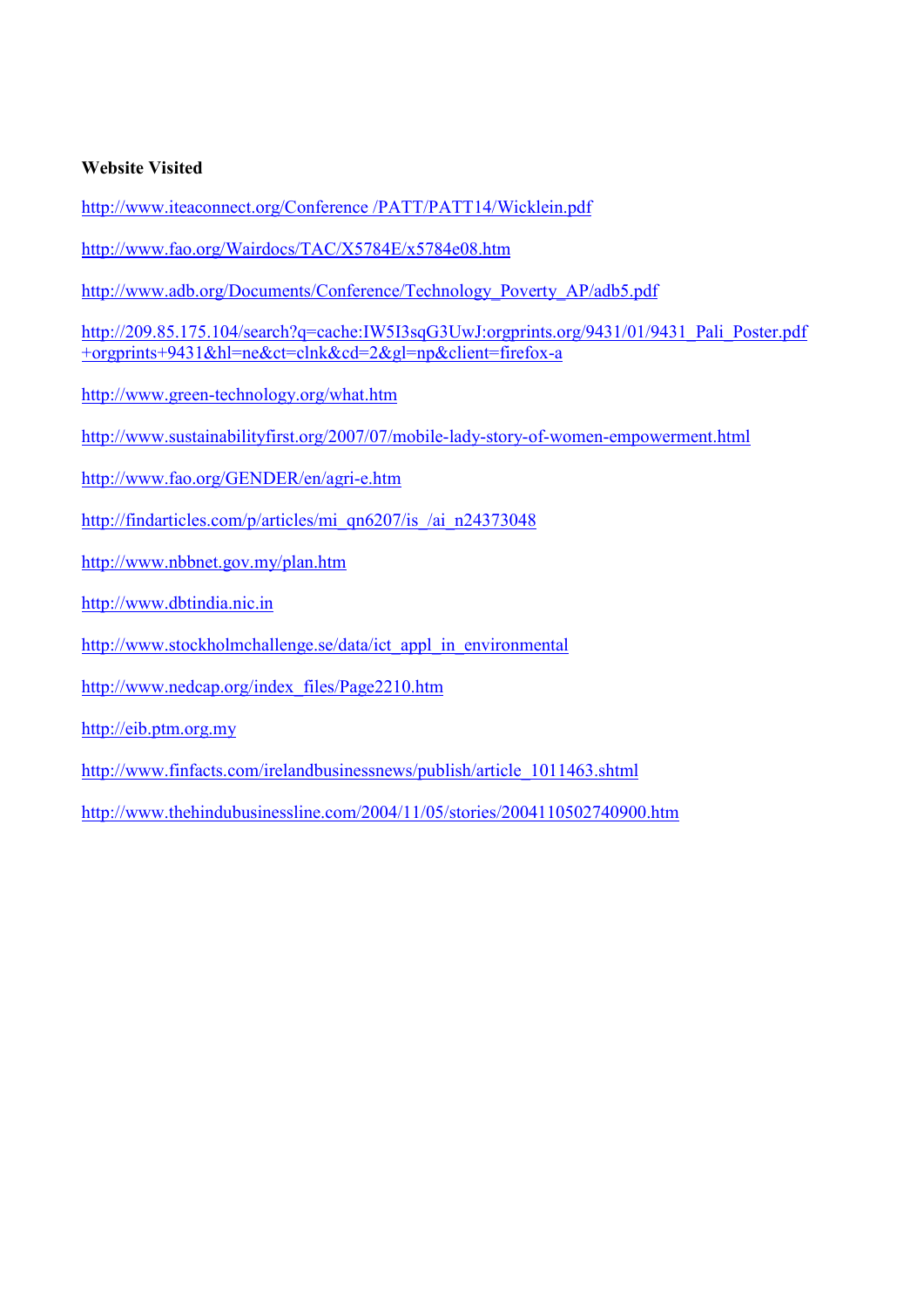**Website Visited**

http://www.iteaconnect.org/Conference /PATT/PATT14/Wicklein.pdf

http://www.fao.org/Wairdocs/TAC/X5784E/x5784e08.htm

http://www.adb.org/Documents/Conference/Technology_Poverty_AP/adb5.pdf

http://209.85.175.104/search?q=cache:IW5I3sqG3UwJ:orgprints.org/9431/01/9431_Pali_Poster.pdf +orgprints+9431&hl=ne&ct=clnk&cd=2&gl=np&client=firefox-a

http://www.green-technology.org/what.htm

http://www.sustainabilityfirst.org/2007/07/mobile-lady-story-of-women-empowerment.html

http://www.fao.org/GENDER/en/agri-e.htm

http://findarticles.com/p/articles/mi_qn6207/is_/ai_n24373048

http://www.nbbnet.gov.my/plan.htm

http://www.dbtindia.nic.in

http://www.stockholmchallenge.se/data/ict_appl_in_environmental

http://www.nedcap.org/index_files/Page2210.htm

http://eib.ptm.org.my

http://www.finfacts.com/irelandbusinessnews/publish/article_1011463.shtml

http://www.thehindubusinessline.com/2004/11/05/stories/2004110502740900.htm